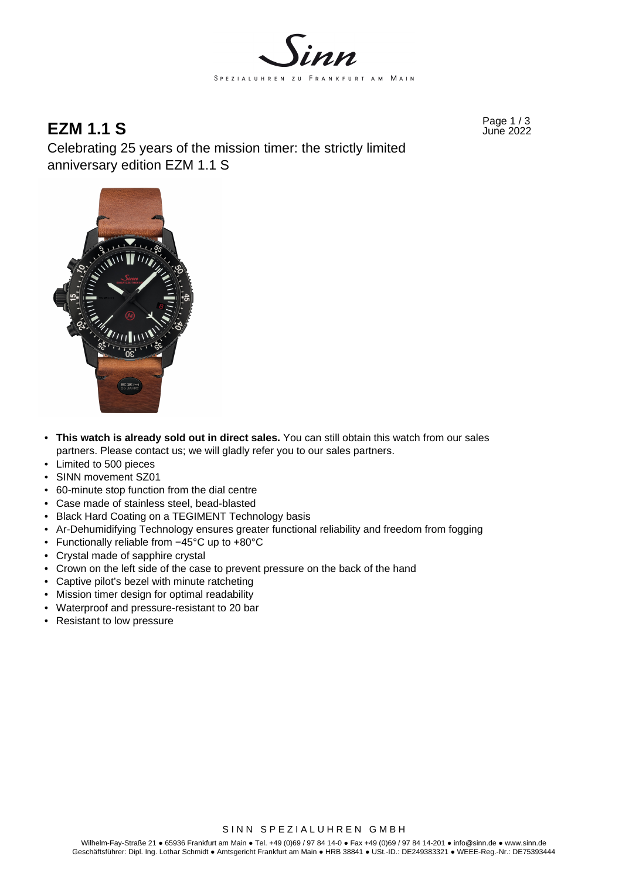Sinn

SPEZIALUHREN ZU FRANKFURT AM MAIN

# EZM 1.1 S

June 2022

Celebrating 25 years of the mission timer: the strictly limited anniversary edition EZM 1.1 S

- **This watch is already sold out in direct sales.** You can still obtain this watch from our sales partners. Please contact us; we will gladly refer you to our sales partners.
- Limited to 500 pieces
- SINN movement SZ01
- 60-minute stop function from the dial centre
- Case made of stainless steel, bead-blasted
- Black Hard Coating on a TEGIMENT Technology basis
- Ar-Dehumidifying Technology ensures greater functional reliability and freedom from fogging
- Functionally reliable from −45°C up to +80°C
- Crystal made of sapphire crystal
- Crown on the left side of the case to prevent pressure on the back of the hand
- Captive pilot's bezel with minute ratcheting
- Mission timer design for optimal readability
- Waterproof and pressure-resistant to 20 bar
- Resistant to low pressure

SINN SPEZIALUHREN GMBH

Wilhelm-Fay-Straße 21 ● 65936 Frankfurt am Main ● Tel. +49 (0)69 / 97 84 14-0 ● Fax +49 (0)69 / 97 84 14-201 ● info@sinn.de ● www.sinn.de
Geschäftsführer: Dipl. Ing. Lothar Schmidt ● Amtsgericht Frankfurt am Main ● HRB 38841 ● USt.-ID.: DE249383321 ● WEEE-Reg.-Nr.: DE75393444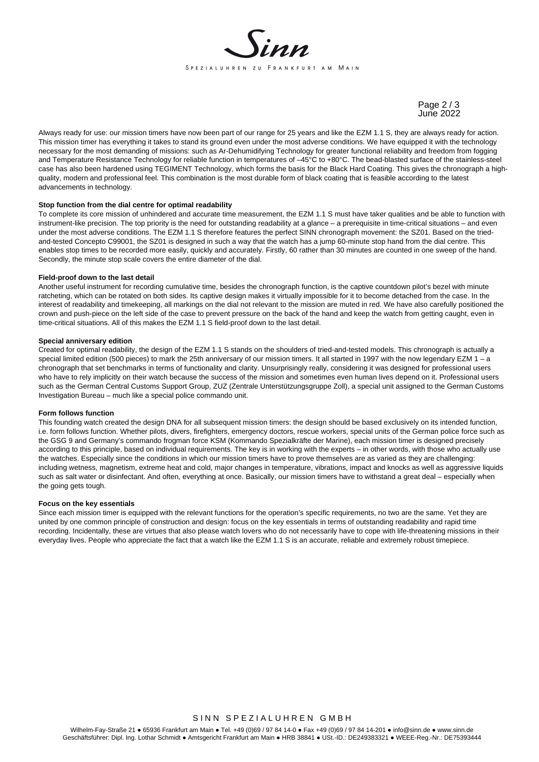Always ready for use: our mission timers have now been part of our range for 25 years and like the EZM 1.1 S, they are always ready for action. This mission timer has everything it takes to stand its ground even under the most adverse conditions. We have equipped it with the technology necessary for the most demanding of missions: such as Ar-Dehumidifying Technology for greater functional reliability and freedom from fogging and Temperature Resistance Technology for reliable function in temperatures of –45°C to +80°C. The bead-blasted surface of the stainless-steel case has also been hardened using TEGIMENT Technology, which forms the basis for the Black Hard Coating. This gives the chronograph a high-quality, modern and professional feel. This combination is the most durable form of black coating that is feasible according to the latest advancements in technology.

**Stop function from the dial centre for optimal readability**

To complete its core mission of unhindered and accurate time measurement, the EZM 1.1 S must have taker qualities and be able to function with instrument-like precision. The top priority is the need for outstanding readability at a glance – a prerequisite in time-critical situations – and even under the most adverse conditions. The EZM 1.1 S therefore features the perfect SINN chronograph movement: the SZ01. Based on the tried-and-tested Concepto C99001, the SZ01 is designed in such a way that the watch has a jump 60-minute stop hand from the dial centre. This enables stop times to be recorded more easily, quickly and accurately. Firstly, 60 rather than 30 minutes are counted in one sweep of the hand. Secondly, the minute stop scale covers the entire diameter of the dial.

**Field-proof down to the last detail**

Another useful instrument for recording cumulative time, besides the chronograph function, is the captive countdown pilot's bezel with minute ratcheting, which can be rotated on both sides. Its captive design makes it virtually impossible for it to become detached from the case. In the interest of readability and timekeeping, all markings on the dial not relevant to the mission are muted in red. We have also carefully positioned the crown and push-piece on the left side of the case to prevent pressure on the back of the hand and keep the watch from getting caught, even in time-critical situations. All of this makes the EZM 1.1 S field-proof down to the last detail.

**Special anniversary edition**

Created for optimal readability, the design of the EZM 1.1 S stands on the shoulders of tried-and-tested models. This chronograph is actually a special limited edition (500 pieces) to mark the 25th anniversary of our mission timers. It all started in 1997 with the now legendary EZM 1 – a chronograph that set benchmarks in terms of functionality and clarity. Unsurprisingly really, considering it was designed for professional users who have to rely implicitly on their watch because the success of the mission and sometimes even human lives depend on it. Professional users such as the German Central Customs Support Group, ZUZ (Zentrale Unterstützungsgruppe Zoll), a special unit assigned to the German Customs Investigation Bureau – much like a special police commando unit.

**Form follows function**

This founding watch created the design DNA for all subsequent mission timers: the design should be based exclusively on its intended function, i.e. form follows function. Whether pilots, divers, firefighters, emergency doctors, rescue workers, special units of the German police force such as the GSG 9 and Germany's commando frogman force KSM (Kommando Spezialkräfte der Marine), each mission timer is designed precisely according to this principle, based on individual requirements. The key is in working with the experts – in other words, with those who actually use the watches. Especially since the conditions in which our mission timers have to prove themselves are as varied as they are challenging: including wetness, magnetism, extreme heat and cold, major changes in temperature, vibrations, impact and knocks as well as aggressive liquids such as salt water or disinfectant. And often, everything at once. Basically, our mission timers have to withstand a great deal – especially when the going gets tough.

**Focus on the key essentials**

Since each mission timer is equipped with the relevant functions for the operation's specific requirements, no two are the same. Yet they are united by one common principle of construction and design: focus on the key essentials in terms of outstanding readability and rapid time recording. Incidentally, these are virtues that also please watch lovers who do not necessarily have to cope with life-threatening missions in their everyday lives. People who appreciate the fact that a watch like the EZM 1.1 S is an accurate, reliable and extremely robust timepiece.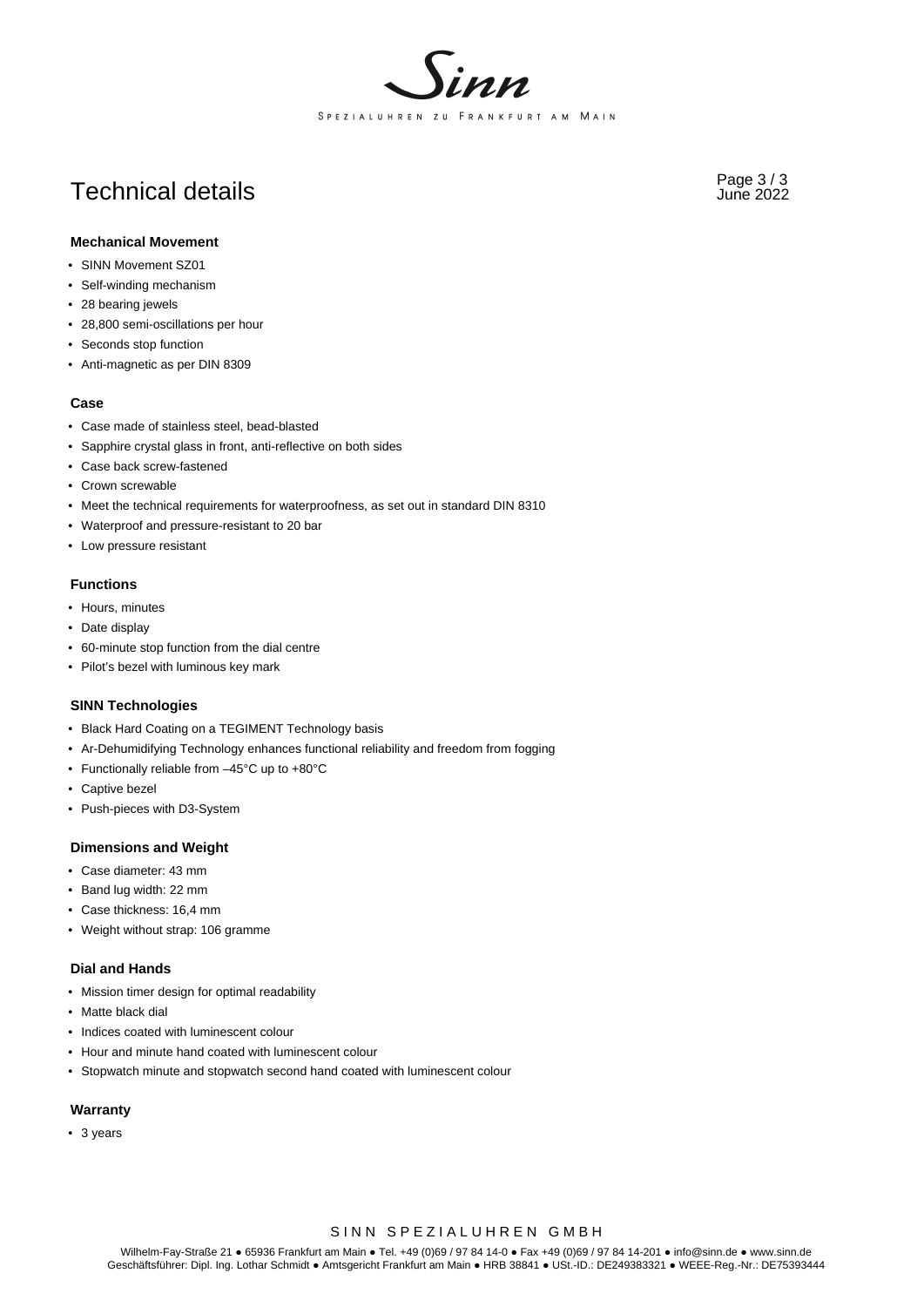# Technical details

### Mechanical Movement

- SINN Movement SZ01
- Self-winding mechanism
- 28 bearing jewels
- 28,800 semi-oscillations per hour
- Seconds stop function
- Anti-magnetic as per DIN 8309

### Case

- Case made of stainless steel, bead-blasted
- Sapphire crystal glass in front, anti-reflective on both sides
- Case back screw-fastened
- Crown screwable
- Meet the technical requirements for waterproofness, as set out in standard DIN 8310
- Waterproof and pressure-resistant to 20 bar
- Low pressure resistant

### Functions

- Hours, minutes
- Date display
- 60-minute stop function from the dial centre
- Pilot's bezel with luminous key mark

### SINN Technologies

- Black Hard Coating on a TEGIMENT Technology basis
- Ar-Dehumidifying Technology enhances functional reliability and freedom from fogging
- Functionally reliable from –45°C up to +80°C
- Captive bezel
- Push-pieces with D3-System

### Dimensions and Weight

- Case diameter: 43 mm
- Band lug width: 22 mm
- Case thickness: 16,4 mm
- Weight without strap: 106 gramme

### Dial and Hands

- Mission timer design for optimal readability
- Matte black dial
- Indices coated with luminescent colour
- Hour and minute hand coated with luminescent colour
- Stopwatch minute and stopwatch second hand coated with luminescent colour

### Warranty

- 3 years